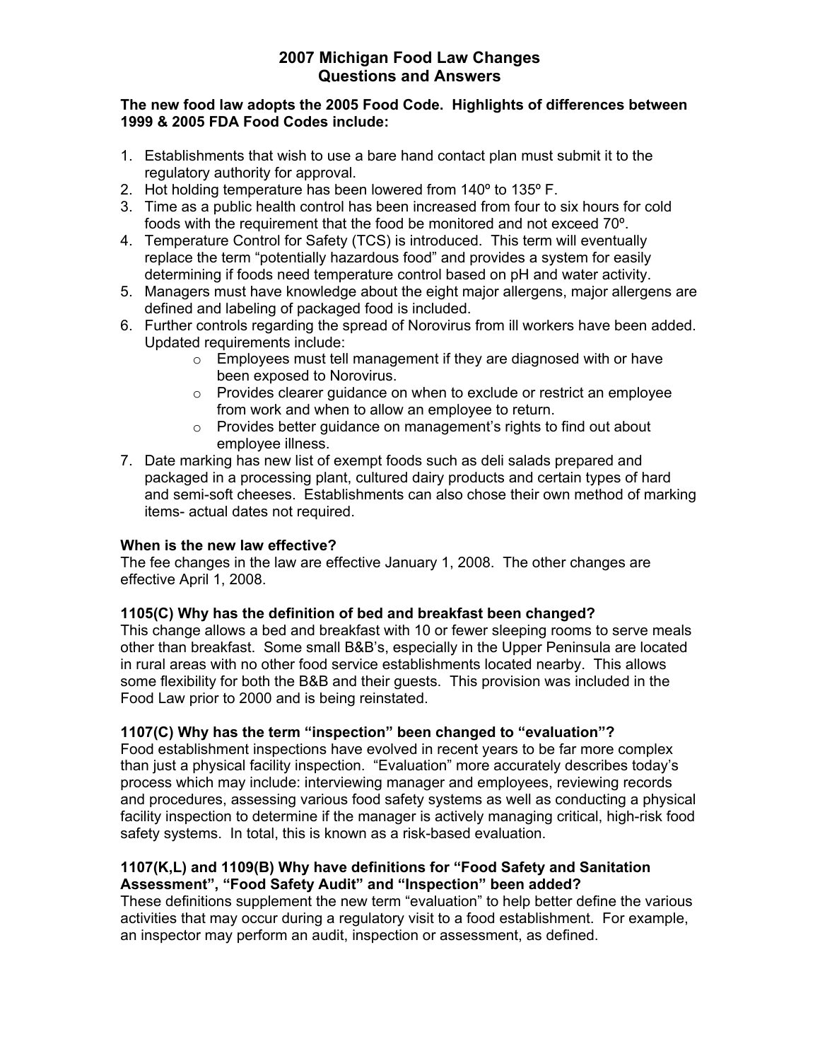# 2007 Michigan Food Law Changes
# Questions and Answers

**The new food law adopts the 2005 Food Code. Highlights of differences between 1999 & 2005 FDA Food Codes include:**

1. Establishments that wish to use a bare hand contact plan must submit it to the regulatory authority for approval.
2. Hot holding temperature has been lowered from 140º to 135º F.
3. Time as a public health control has been increased from four to six hours for cold foods with the requirement that the food be monitored and not exceed 70º.
4. Temperature Control for Safety (TCS) is introduced. This term will eventually replace the term "potentially hazardous food" and provides a system for easily determining if foods need temperature control based on pH and water activity.
5. Managers must have knowledge about the eight major allergens, major allergens are defined and labeling of packaged food is included.
6. Further controls regarding the spread of Norovirus from ill workers have been added. Updated requirements include:
   - Employees must tell management if they are diagnosed with or have been exposed to Norovirus.
   - Provides clearer guidance on when to exclude or restrict an employee from work and when to allow an employee to return.
   - Provides better guidance on management's rights to find out about employee illness.
7. Date marking has new list of exempt foods such as deli salads prepared and packaged in a processing plant, cultured dairy products and certain types of hard and semi-soft cheeses. Establishments can also chose their own method of marking items- actual dates not required.

**When is the new law effective?**

The fee changes in the law are effective January 1, 2008. The other changes are effective April 1, 2008.

**1105(C) Why has the definition of bed and breakfast been changed?**

This change allows a bed and breakfast with 10 or fewer sleeping rooms to serve meals other than breakfast. Some small B&B's, especially in the Upper Peninsula are located in rural areas with no other food service establishments located nearby. This allows some flexibility for both the B&B and their guests. This provision was included in the Food Law prior to 2000 and is being reinstated.

**1107(C) Why has the term "inspection" been changed to "evaluation"?**

Food establishment inspections have evolved in recent years to be far more complex than just a physical facility inspection. "Evaluation" more accurately describes today's process which may include: interviewing manager and employees, reviewing records and procedures, assessing various food safety systems as well as conducting a physical facility inspection to determine if the manager is actively managing critical, high-risk food safety systems. In total, this is known as a risk-based evaluation.

**1107(K,L) and 1109(B) Why have definitions for "Food Safety and Sanitation Assessment", "Food Safety Audit" and "Inspection" been added?**

These definitions supplement the new term "evaluation" to help better define the various activities that may occur during a regulatory visit to a food establishment. For example, an inspector may perform an audit, inspection or assessment, as defined.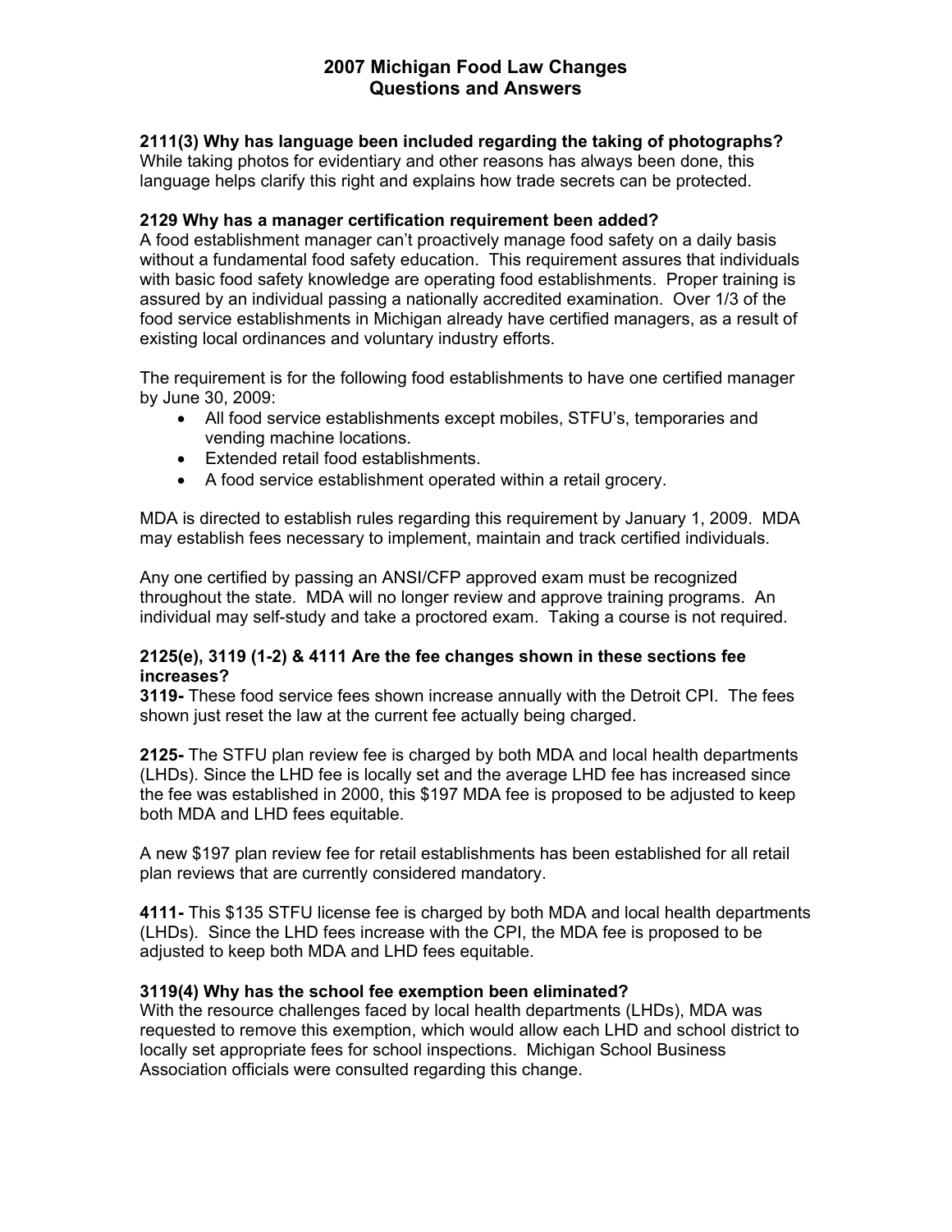# 2007 Michigan Food Law Changes Questions and Answers

**2111(3) Why has language been included regarding the taking of photographs?**
While taking photos for evidentiary and other reasons has always been done, this language helps clarify this right and explains how trade secrets can be protected.

**2129 Why has a manager certification requirement been added?**
A food establishment manager can't proactively manage food safety on a daily basis without a fundamental food safety education. This requirement assures that individuals with basic food safety knowledge are operating food establishments. Proper training is assured by an individual passing a nationally accredited examination. Over 1/3 of the food service establishments in Michigan already have certified managers, as a result of existing local ordinances and voluntary industry efforts.

The requirement is for the following food establishments to have one certified manager by June 30, 2009:

- All food service establishments except mobiles, STFU's, temporaries and vending machine locations.
- Extended retail food establishments.
- A food service establishment operated within a retail grocery.

MDA is directed to establish rules regarding this requirement by January 1, 2009. MDA may establish fees necessary to implement, maintain and track certified individuals.

Any one certified by passing an ANSI/CFP approved exam must be recognized throughout the state. MDA will no longer review and approve training programs. An individual may self-study and take a proctored exam. Taking a course is not required.

**2125(e), 3119 (1-2) & 4111 Are the fee changes shown in these sections fee increases?**

**3119-** These food service fees shown increase annually with the Detroit CPI. The fees shown just reset the law at the current fee actually being charged.

**2125-** The STFU plan review fee is charged by both MDA and local health departments (LHDs). Since the LHD fee is locally set and the average LHD fee has increased since the fee was established in 2000, this $197 MDA fee is proposed to be adjusted to keep both MDA and LHD fees equitable.

A new $197 plan review fee for retail establishments has been established for all retail plan reviews that are currently considered mandatory.

**4111-** This $135 STFU license fee is charged by both MDA and local health departments (LHDs). Since the LHD fees increase with the CPI, the MDA fee is proposed to be adjusted to keep both MDA and LHD fees equitable.

**3119(4) Why has the school fee exemption been eliminated?**
With the resource challenges faced by local health departments (LHDs), MDA was requested to remove this exemption, which would allow each LHD and school district to locally set appropriate fees for school inspections. Michigan School Business Association officials were consulted regarding this change.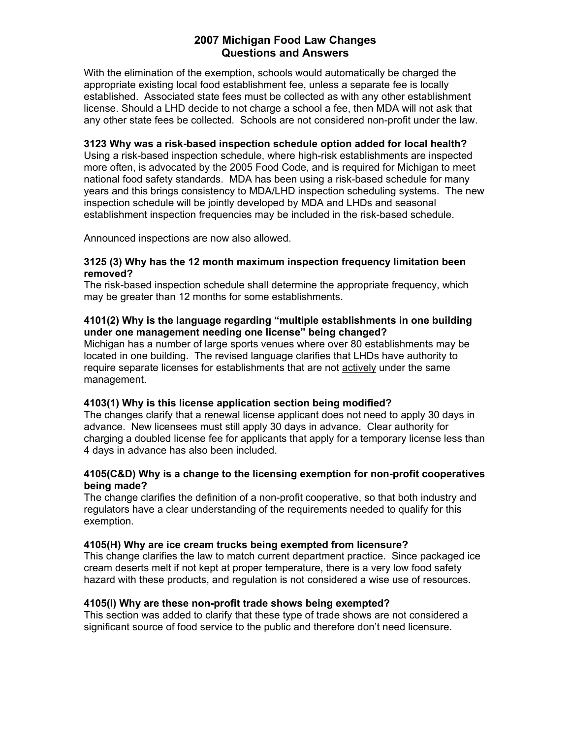# 2007 Michigan Food Law Changes
# Questions and Answers

With the elimination of the exemption, schools would automatically be charged the appropriate existing local food establishment fee, unless a separate fee is locally established. Associated state fees must be collected as with any other establishment license. Should a LHD decide to not charge a school a fee, then MDA will not ask that any other state fees be collected. Schools are not considered non-profit under the law.

**3123 Why was a risk-based inspection schedule option added for local health?**
Using a risk-based inspection schedule, where high-risk establishments are inspected more often, is advocated by the 2005 Food Code, and is required for Michigan to meet national food safety standards. MDA has been using a risk-based schedule for many years and this brings consistency to MDA/LHD inspection scheduling systems. The new inspection schedule will be jointly developed by MDA and LHDs and seasonal establishment inspection frequencies may be included in the risk-based schedule.

Announced inspections are now also allowed.

**3125 (3) Why has the 12 month maximum inspection frequency limitation been removed?**
The risk-based inspection schedule shall determine the appropriate frequency, which may be greater than 12 months for some establishments.

**4101(2) Why is the language regarding "multiple establishments in one building under one management needing one license" being changed?**
Michigan has a number of large sports venues where over 80 establishments may be located in one building. The revised language clarifies that LHDs have authority to require separate licenses for establishments that are not <u>actively</u> under the same management.

**4103(1) Why is this license application section being modified?**
The changes clarify that a <u>renewal</u> license applicant does not need to apply 30 days in advance. New licensees must still apply 30 days in advance. Clear authority for charging a doubled license fee for applicants that apply for a temporary license less than 4 days in advance has also been included.

**4105(C&D) Why is a change to the licensing exemption for non-profit cooperatives being made?**
The change clarifies the definition of a non-profit cooperative, so that both industry and regulators have a clear understanding of the requirements needed to qualify for this exemption.

**4105(H) Why are ice cream trucks being exempted from licensure?**
This change clarifies the law to match current department practice. Since packaged ice cream deserts melt if not kept at proper temperature, there is a very low food safety hazard with these products, and regulation is not considered a wise use of resources.

**4105(I) Why are these non-profit trade shows being exempted?**
This section was added to clarify that these type of trade shows are not considered a significant source of food service to the public and therefore don't need licensure.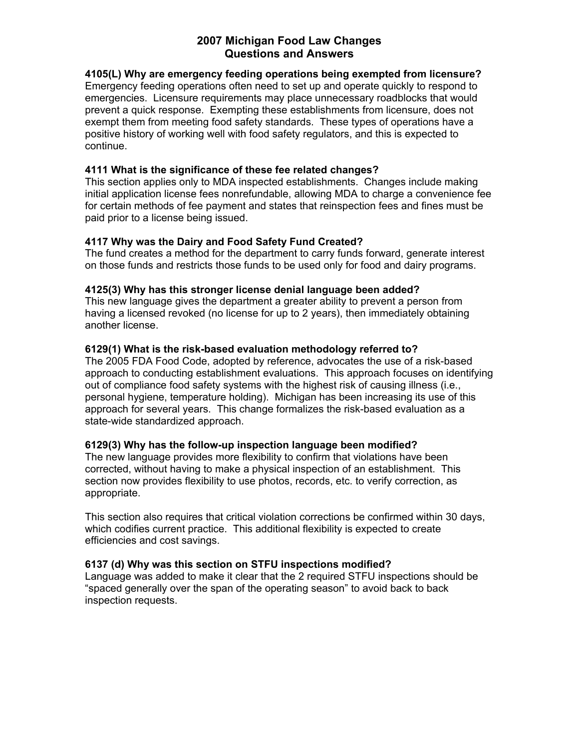# 2007 Michigan Food Law Changes
# Questions and Answers

**4105(L) Why are emergency feeding operations being exempted from licensure?**
Emergency feeding operations often need to set up and operate quickly to respond to emergencies. Licensure requirements may place unnecessary roadblocks that would prevent a quick response. Exempting these establishments from licensure, does not exempt them from meeting food safety standards. These types of operations have a positive history of working well with food safety regulators, and this is expected to continue.

**4111 What is the significance of these fee related changes?**
This section applies only to MDA inspected establishments. Changes include making initial application license fees nonrefundable, allowing MDA to charge a convenience fee for certain methods of fee payment and states that reinspection fees and fines must be paid prior to a license being issued.

**4117 Why was the Dairy and Food Safety Fund Created?**
The fund creates a method for the department to carry funds forward, generate interest on those funds and restricts those funds to be used only for food and dairy programs.

**4125(3) Why has this stronger license denial language been added?**
This new language gives the department a greater ability to prevent a person from having a licensed revoked (no license for up to 2 years), then immediately obtaining another license.

**6129(1) What is the risk-based evaluation methodology referred to?**
The 2005 FDA Food Code, adopted by reference, advocates the use of a risk-based approach to conducting establishment evaluations. This approach focuses on identifying out of compliance food safety systems with the highest risk of causing illness (i.e., personal hygiene, temperature holding). Michigan has been increasing its use of this approach for several years. This change formalizes the risk-based evaluation as a state-wide standardized approach.

**6129(3) Why has the follow-up inspection language been modified?**
The new language provides more flexibility to confirm that violations have been corrected, without having to make a physical inspection of an establishment. This section now provides flexibility to use photos, records, etc. to verify correction, as appropriate.

This section also requires that critical violation corrections be confirmed within 30 days, which codifies current practice. This additional flexibility is expected to create efficiencies and cost savings.

**6137 (d) Why was this section on STFU inspections modified?**
Language was added to make it clear that the 2 required STFU inspections should be "spaced generally over the span of the operating season" to avoid back to back inspection requests.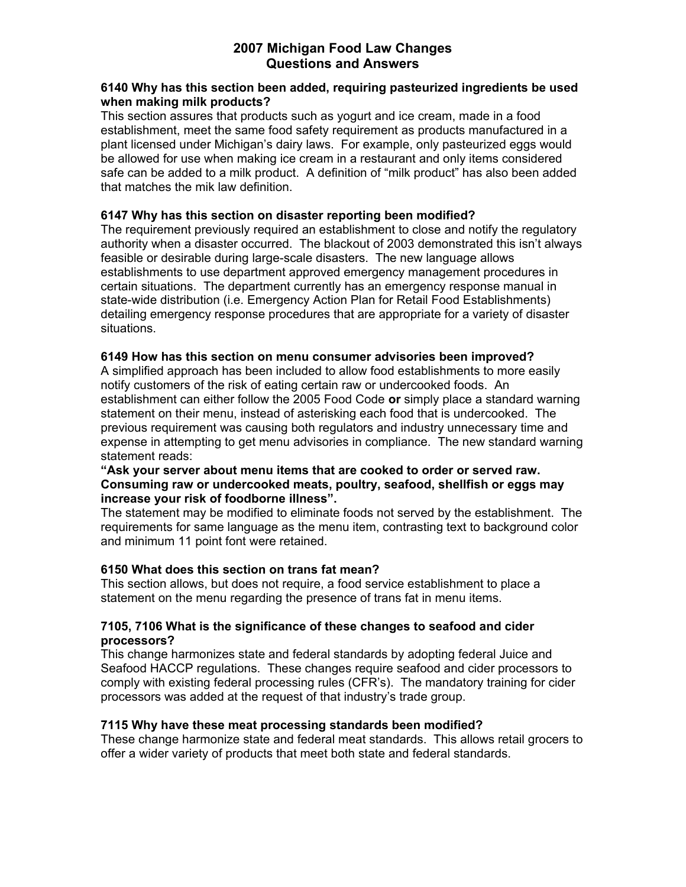# 2007 Michigan Food Law Changes
# Questions and Answers

**6140 Why has this section been added, requiring pasteurized ingredients be used when making milk products?**
This section assures that products such as yogurt and ice cream, made in a food establishment, meet the same food safety requirement as products manufactured in a plant licensed under Michigan's dairy laws. For example, only pasteurized eggs would be allowed for use when making ice cream in a restaurant and only items considered safe can be added to a milk product. A definition of "milk product" has also been added that matches the mik law definition.

**6147 Why has this section on disaster reporting been modified?**
The requirement previously required an establishment to close and notify the regulatory authority when a disaster occurred. The blackout of 2003 demonstrated this isn't always feasible or desirable during large-scale disasters. The new language allows establishments to use department approved emergency management procedures in certain situations. The department currently has an emergency response manual in state-wide distribution (i.e. Emergency Action Plan for Retail Food Establishments) detailing emergency response procedures that are appropriate for a variety of disaster situations.

**6149 How has this section on menu consumer advisories been improved?**
A simplified approach has been included to allow food establishments to more easily notify customers of the risk of eating certain raw or undercooked foods. An establishment can either follow the 2005 Food Code **or** simply place a standard warning statement on their menu, instead of asterisking each food that is undercooked. The previous requirement was causing both regulators and industry unnecessary time and expense in attempting to get menu advisories in compliance. The new standard warning statement reads:
**"Ask your server about menu items that are cooked to order or served raw. Consuming raw or undercooked meats, poultry, seafood, shellfish or eggs may increase your risk of foodborne illness".**
The statement may be modified to eliminate foods not served by the establishment. The requirements for same language as the menu item, contrasting text to background color and minimum 11 point font were retained.

**6150 What does this section on trans fat mean?**
This section allows, but does not require, a food service establishment to place a statement on the menu regarding the presence of trans fat in menu items.

**7105, 7106 What is the significance of these changes to seafood and cider processors?**
This change harmonizes state and federal standards by adopting federal Juice and Seafood HACCP regulations. These changes require seafood and cider processors to comply with existing federal processing rules (CFR's). The mandatory training for cider processors was added at the request of that industry's trade group.

**7115 Why have these meat processing standards been modified?**
These change harmonize state and federal meat standards. This allows retail grocers to offer a wider variety of products that meet both state and federal standards.